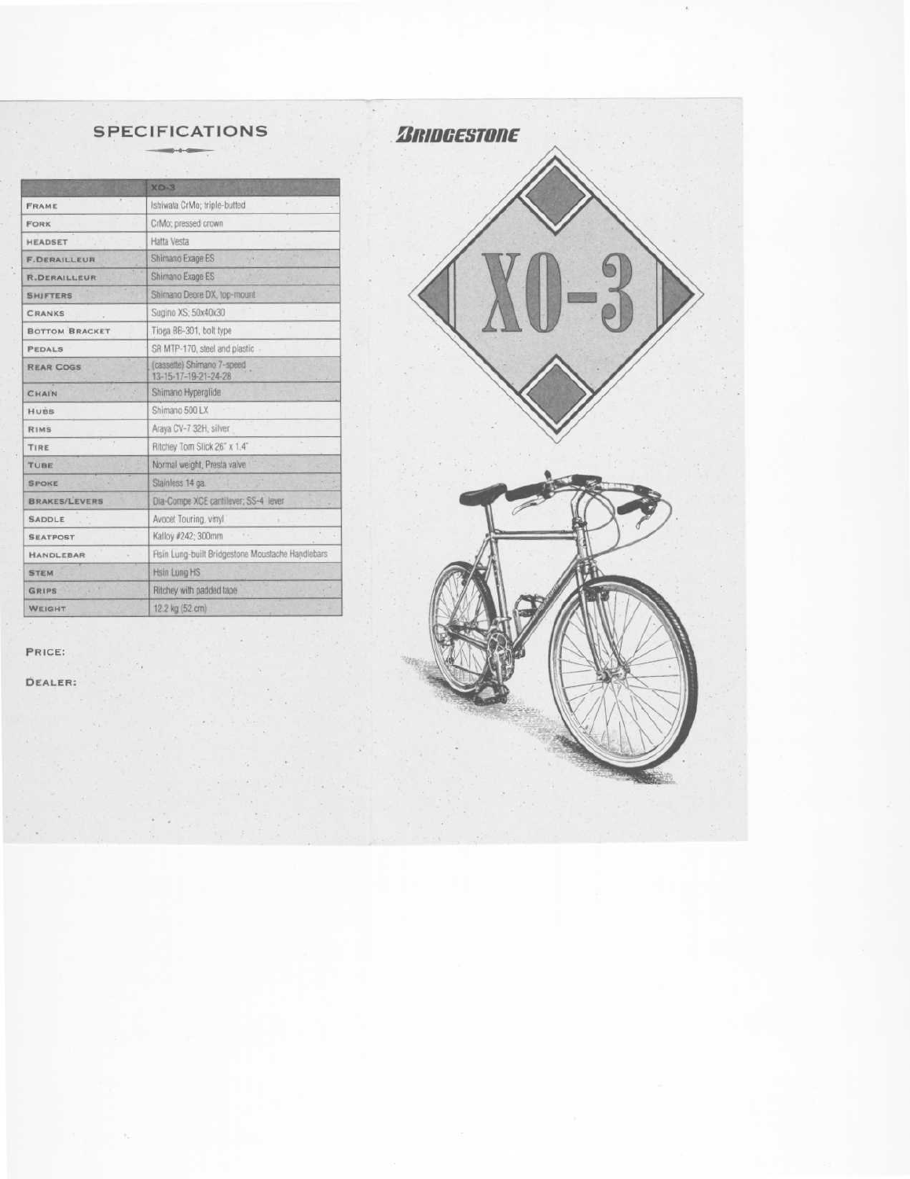## SPECIFICATIONS

| | XO-3 |
|---|---|
| FRAME | Ishiwata CrMo; triple-butted |
| FORK | CrMo; pressed crown |
| HEADSET | Hatta Vesta |
| F.DERAILLEUR | Shimano Exage ES |
| R.DERAILLEUR | Shimano Exage ES |
| SHIFTERS | Shimano Deore DX, top-mount |
| CRANKS | Sugino XS; 50x40x30 |
| BOTTOM BRACKET | Tioga BB-301, bolt type |
| PEDALS | SR MTP-170, steel and plastic |
| REAR COGS | (cassette) Shimano 7-speed 13-15-17-19-21-24-28 |
| CHAIN | Shimano Hyperglide |
| HUBS | Shimano 500 LX |
| RIMS | Araya CV-7 32H, silver |
| TIRE | Ritchey Tom Slick 26" x 1.4" |
| TUBE | Normal weight, Presta valve |
| SPOKE | Stainless 14 ga. |
| BRAKES/LEVERS | Dia-Compe XCE cantilever; SS-4 lever |
| SADDLE | Avocet Touring, vinyl |
| SEATPOST | Kalloy #242; 300mm |
| HANDLEBAR | Hsin Lung-built Bridgestone Moustache Handlebars |
| STEM | Hsin Lung HS |
| GRIPS | Ritchey with padded tape |
| WEIGHT | 12.2 kg (52 cm) |

PRICE:

DEALER:

# BRIDGESTONE

# XO-3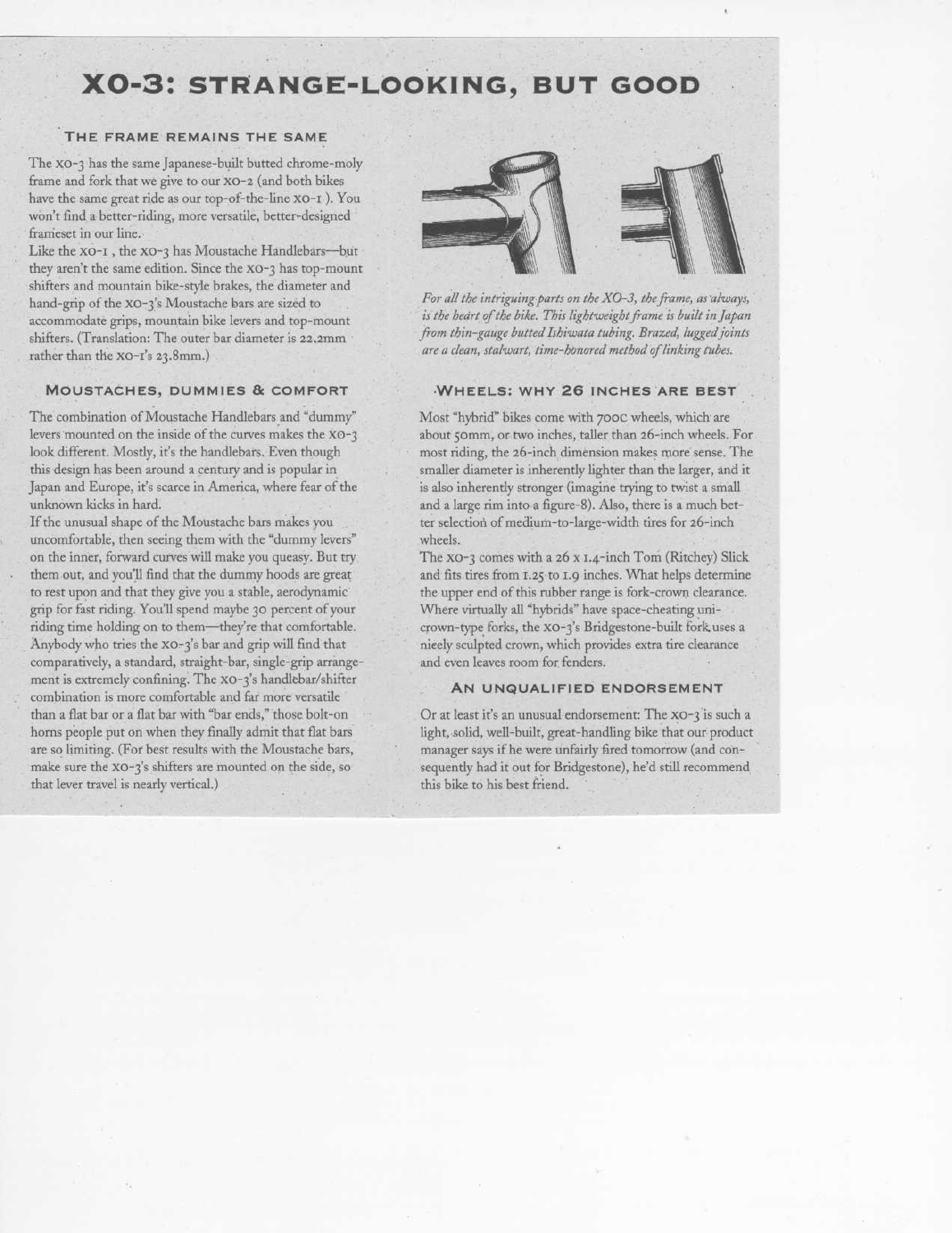# XO-3: STRANGE-LOOKING, BUT GOOD

### THE FRAME REMAINS THE SAME

The XO-3 has the same Japanese-built butted chrome-moly frame and fork that we give to our XO-2 (and both bikes have the same great ride as our top-of-the-line XO-1). You won't find a better-riding, more versatile, better-designed frameset in our line.

Like the XO-1, the XO-3 has Moustache Handlebars—but they aren't the same edition. Since the XO-3 has top-mount shifters and mountain bike-style brakes, the diameter and hand-grip of the XO-3's Moustache bars are sized to accommodate grips, mountain bike levers and top-mount shifters. (Translation: The outer bar diameter is 22.2mm rather than the XO-1's 23.8mm.)

### MOUSTACHES, DUMMIES & COMFORT

The combination of Moustache Handlebars and "dummy" levers mounted on the inside of the curves makes the XO-3 look different. Mostly, it's the handlebars. Even though this design has been around a century and is popular in Japan and Europe, it's scarce in America, where fear of the unknown kicks in hard.

If the unusual shape of the Moustache bars makes you uncomfortable, then seeing them with the "dummy levers" on the inner, forward curves will make you queasy. But try them out, and you'll find that the dummy hoods are great to rest upon and that they give you a stable, aerodynamic grip for fast riding. You'll spend maybe 30 percent of your riding time holding on to them—they're that comfortable. Anybody who tries the XO-3's bar and grip will find that comparatively, a standard, straight-bar, single-grip arrangement is extremely confining. The XO-3's handlebar/shifter combination is more comfortable and far more versatile than a flat bar or a flat bar with "bar ends," those bolt-on horns people put on when they finally admit that flat bars are so limiting. (For best results with the Moustache bars, make sure the XO-3's shifters are mounted on the side, so that lever travel is nearly vertical.)

*For all the intriguing parts on the XO-3, the frame, as always, is the heart of the bike. This lightweight frame is built in Japan from thin-gauge butted Ishiwata tubing. Brazed, lugged joints are a clean, stalwart, time-honored method of linking tubes.*

### WHEELS: WHY 26 INCHES ARE BEST

Most "hybrid" bikes come with 700C wheels, which are about 50mm, or two inches, taller than 26-inch wheels. For most riding, the 26-inch dimension makes more sense. The smaller diameter is inherently lighter than the larger, and it is also inherently stronger (imagine trying to twist a small and a large rim into a figure-8). Also, there is a much better selection of medium-to-large-width tires for 26-inch wheels.

The XO-3 comes with a 26 x 1.4-inch Tom (Ritchey) Slick and fits tires from 1.25 to 1.9 inches. What helps determine the upper end of this rubber range is fork-crown clearance. Where virtually all "hybrids" have space-cheating uni-crown-type forks, the XO-3's Bridgestone-built fork uses a nicely sculpted crown, which provides extra tire clearance and even leaves room for fenders.

### AN UNQUALIFIED ENDORSEMENT

Or at least it's an unusual endorsement: The XO-3 is such a light, solid, well-built, great-handling bike that our product manager says if he were unfairly fired tomorrow (and consequently had it out for Bridgestone), he'd still recommend this bike to his best friend.